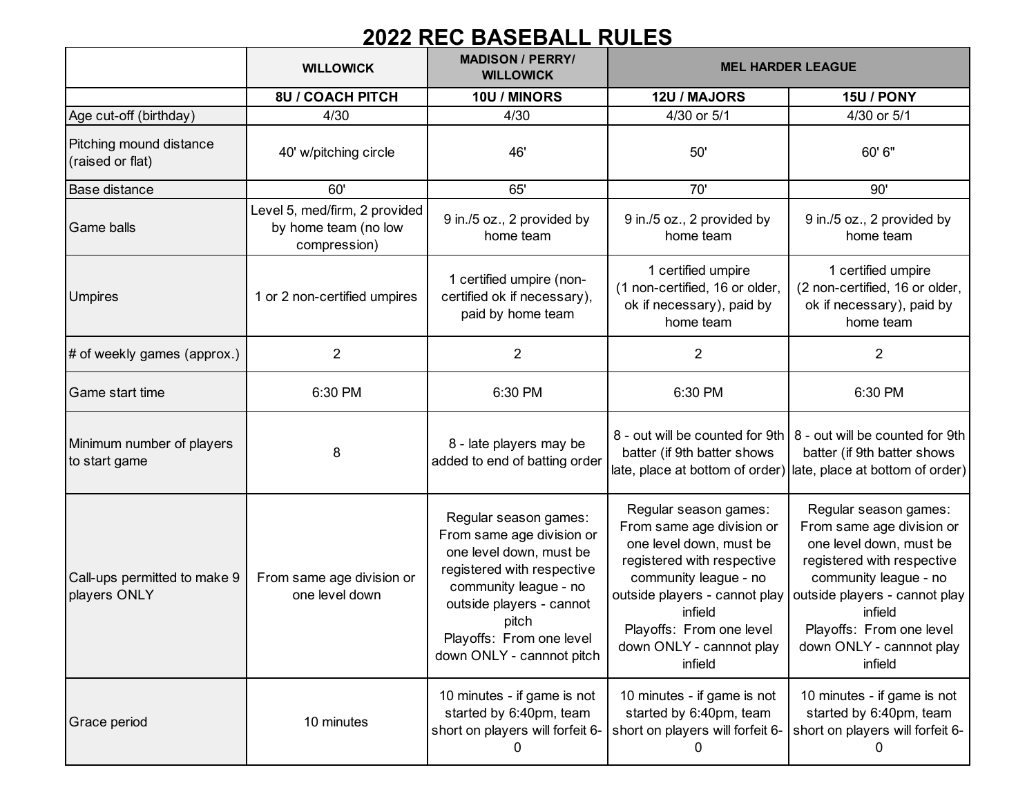# 2022 REC BASEBALL RULES

| | WILLOWICK | MADISON / PERRY/ WILLOWICK | MEL HARDER LEAGUE | |
|---|---|---|---|---|
| | 8U / COACH PITCH | 10U / MINORS | 12U / MAJORS | 15U / PONY |
| Age cut-off (birthday) | 4/30 | 4/30 | 4/30 or 5/1 | 4/30 or 5/1 |
| Pitching mound distance (raised or flat) | 40' w/pitching circle | 46' | 50' | 60' 6" |
| Base distance | 60' | 65' | 70' | 90' |
| Game balls | Level 5, med/firm, 2 provided by home team (no low compression) | 9 in./5 oz., 2 provided by home team | 9 in./5 oz., 2 provided by home team | 9 in./5 oz., 2 provided by home team |
| Umpires | 1 or 2 non-certified umpires | 1 certified umpire (non-certified ok if necessary), paid by home team | 1 certified umpire (1 non-certified, 16 or older, ok if necessary), paid by home team | 1 certified umpire (2 non-certified, 16 or older, ok if necessary), paid by home team |
| # of weekly games (approx.) | 2 | 2 | 2 | 2 |
| Game start time | 6:30 PM | 6:30 PM | 6:30 PM | 6:30 PM |
| Minimum number of players to start game | 8 | 8 - late players may be added to end of batting order | 8 - out will be counted for 9th batter (if 9th batter shows late, place at bottom of order) | 8 - out will be counted for 9th batter (if 9th batter shows late, place at bottom of order) |
| Call-ups permitted to make 9 players ONLY | From same age division or one level down | Regular season games: From same age division or one level down, must be registered with respective community league - no outside players - cannot pitch<br>Playoffs: From one level down ONLY - cannnot pitch | Regular season games: From same age division or one level down, must be registered with respective community league - no outside players - cannot play infield<br>Playoffs: From one level down ONLY - cannnot play infield | Regular season games: From same age division or one level down, must be registered with respective community league - no outside players - cannot play infield<br>Playoffs: From one level down ONLY - cannnot play infield |
| Grace period | 10 minutes | 10 minutes - if game is not started by 6:40pm, team short on players will forfeit 6-0 | 10 minutes - if game is not started by 6:40pm, team short on players will forfeit 6-0 | 10 minutes - if game is not started by 6:40pm, team short on players will forfeit 6-0 |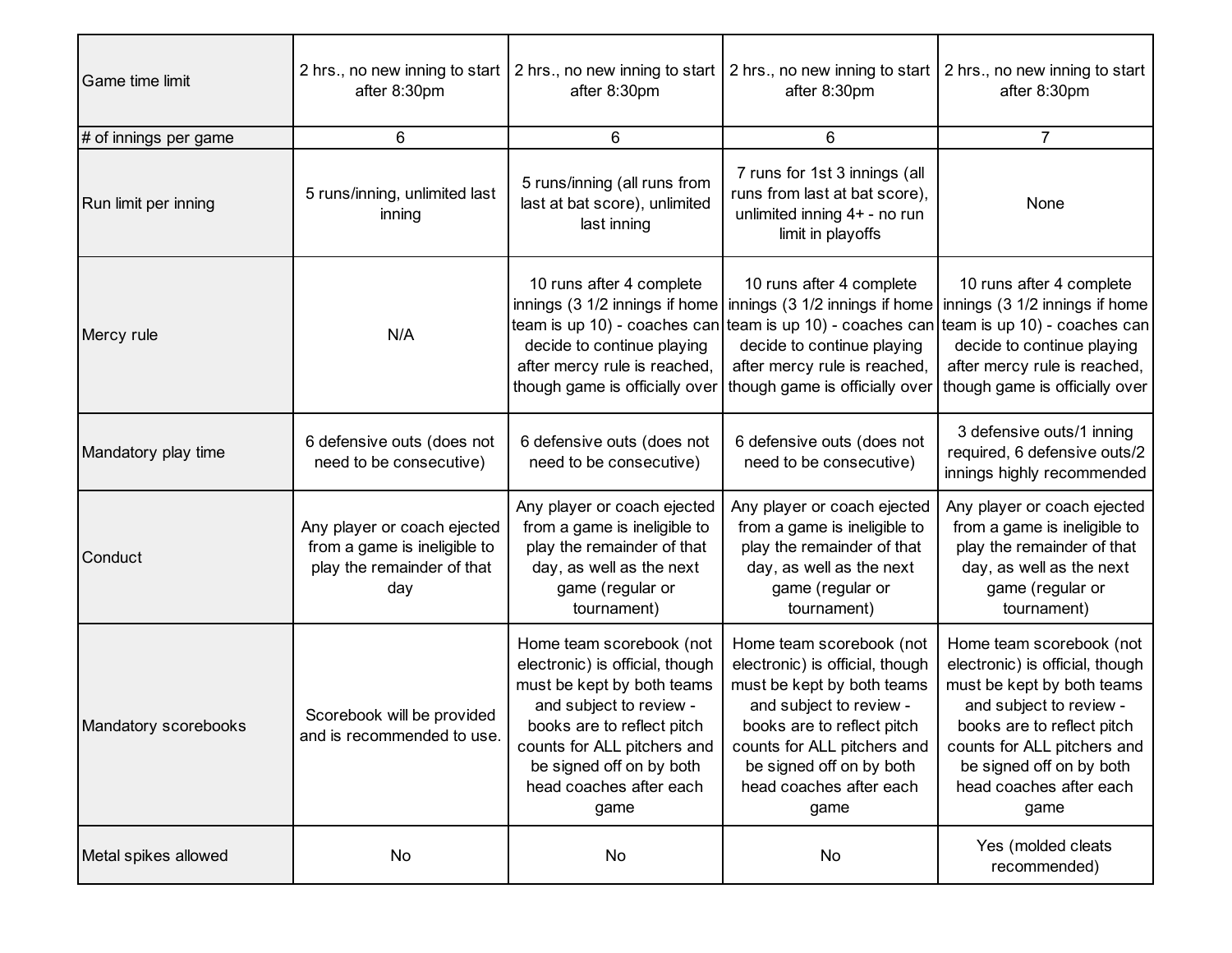| | | | | |
|---|---|---|---|---|
| Game time limit | 2 hrs., no new inning to start after 8:30pm | 2 hrs., no new inning to start after 8:30pm | 2 hrs., no new inning to start after 8:30pm | 2 hrs., no new inning to start after 8:30pm |
| # of innings per game | 6 | 6 | 6 | 7 |
| Run limit per inning | 5 runs/inning, unlimited last inning | 5 runs/inning (all runs from last at bat score), unlimited last inning | 7 runs for 1st 3 innings (all runs from last at bat score), unlimited inning 4+ - no run limit in playoffs | None |
| Mercy rule | N/A | 10 runs after 4 complete innings (3 1/2 innings if home team is up 10) - coaches can decide to continue playing after mercy rule is reached, though game is officially over | 10 runs after 4 complete innings (3 1/2 innings if home team is up 10) - coaches can decide to continue playing after mercy rule is reached, though game is officially over | 10 runs after 4 complete innings (3 1/2 innings if home team is up 10) - coaches can decide to continue playing after mercy rule is reached, though game is officially over |
| Mandatory play time | 6 defensive outs (does not need to be consecutive) | 6 defensive outs (does not need to be consecutive) | 6 defensive outs (does not need to be consecutive) | 3 defensive outs/1 inning required, 6 defensive outs/2 innings highly recommended |
| Conduct | Any player or coach ejected from a game is ineligible to play the remainder of that day | Any player or coach ejected from a game is ineligible to play the remainder of that day, as well as the next game (regular or tournament) | Any player or coach ejected from a game is ineligible to play the remainder of that day, as well as the next game (regular or tournament) | Any player or coach ejected from a game is ineligible to play the remainder of that day, as well as the next game (regular or tournament) |
| Mandatory scorebooks | Scorebook will be provided and is recommended to use. | Home team scorebook (not electronic) is official, though must be kept by both teams and subject to review - books are to reflect pitch counts for ALL pitchers and be signed off on by both head coaches after each game | Home team scorebook (not electronic) is official, though must be kept by both teams and subject to review - books are to reflect pitch counts for ALL pitchers and be signed off on by both head coaches after each game | Home team scorebook (not electronic) is official, though must be kept by both teams and subject to review - books are to reflect pitch counts for ALL pitchers and be signed off on by both head coaches after each game |
| Metal spikes allowed | No | No | No | Yes (molded cleats recommended) |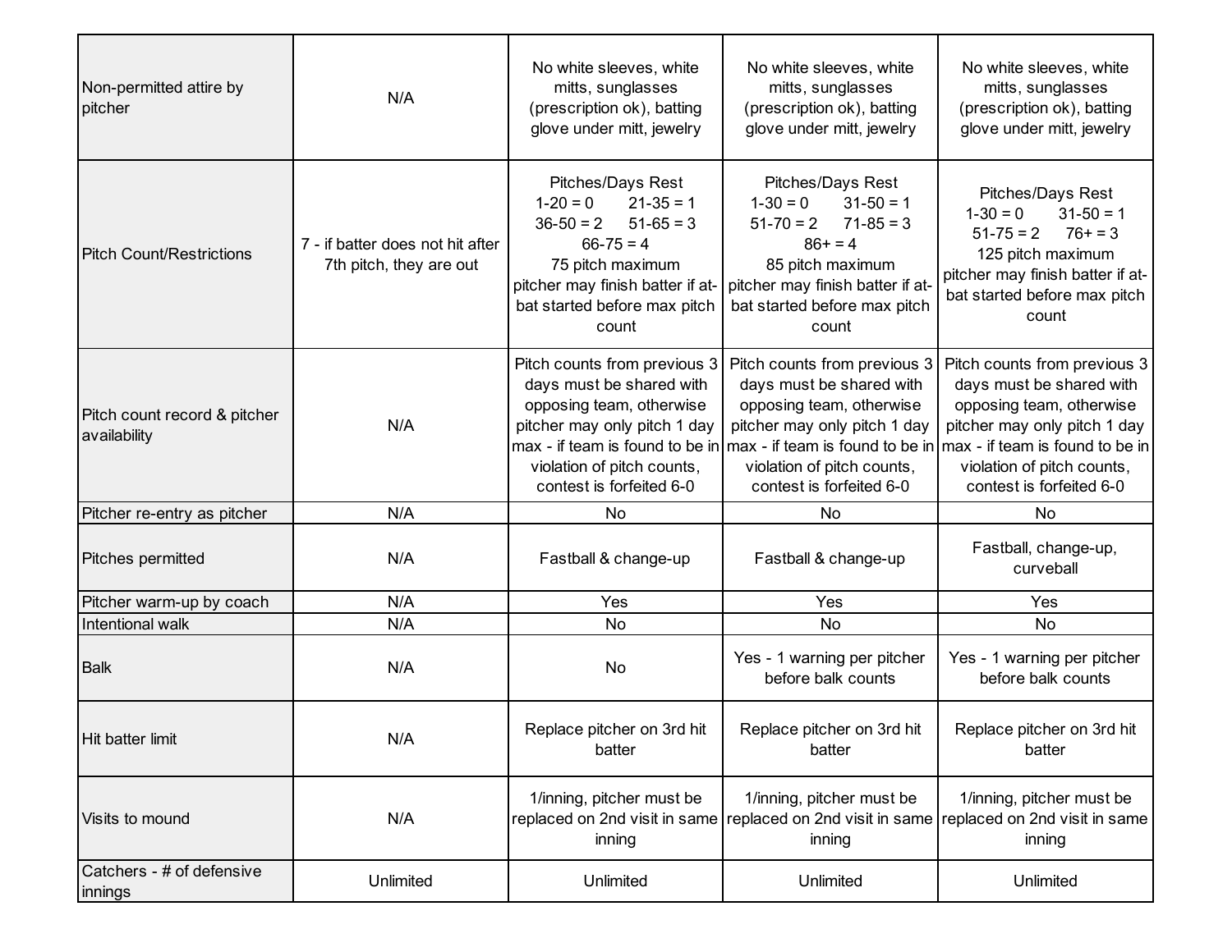| | | | | |
|---|---|---|---|---|
| Non-permitted attire by pitcher | N/A | No white sleeves, white mitts, sunglasses (prescription ok), batting glove under mitt, jewelry | No white sleeves, white mitts, sunglasses (prescription ok), batting glove under mitt, jewelry | No white sleeves, white mitts, sunglasses (prescription ok), batting glove under mitt, jewelry |
| Pitch Count/Restrictions | 7 - if batter does not hit after 7th pitch, they are out | Pitches/Days Rest<br>1-20 = 0 21-35 = 1<br>36-50 = 2 51-65 = 3<br>66-75 = 4<br>75 pitch maximum<br>pitcher may finish batter if at-bat started before max pitch count | Pitches/Days Rest<br>1-30 = 0 31-50 = 1<br>51-70 = 2 71-85 = 3<br>86+ = 4<br>85 pitch maximum<br>pitcher may finish batter if at-bat started before max pitch count | Pitches/Days Rest<br>1-30 = 0 31-50 = 1<br>51-75 = 2 76+ = 3<br>125 pitch maximum<br>pitcher may finish batter if at-bat started before max pitch count |
| Pitch count record & pitcher availability | N/A | Pitch counts from previous 3 days must be shared with opposing team, otherwise pitcher may only pitch 1 day max - if team is found to be in violation of pitch counts, contest is forfeited 6-0 | Pitch counts from previous 3 days must be shared with opposing team, otherwise pitcher may only pitch 1 day max - if team is found to be in violation of pitch counts, contest is forfeited 6-0 | Pitch counts from previous 3 days must be shared with opposing team, otherwise pitcher may only pitch 1 day max - if team is found to be in violation of pitch counts, contest is forfeited 6-0 |
| Pitcher re-entry as pitcher | N/A | No | No | No |
| Pitches permitted | N/A | Fastball & change-up | Fastball & change-up | Fastball, change-up, curveball |
| Pitcher warm-up by coach | N/A | Yes | Yes | Yes |
| Intentional walk | N/A | No | No | No |
| Balk | N/A | No | Yes - 1 warning per pitcher before balk counts | Yes - 1 warning per pitcher before balk counts |
| Hit batter limit | N/A | Replace pitcher on 3rd hit batter | Replace pitcher on 3rd hit batter | Replace pitcher on 3rd hit batter |
| Visits to mound | N/A | 1/inning, pitcher must be replaced on 2nd visit in same inning | 1/inning, pitcher must be replaced on 2nd visit in same inning | 1/inning, pitcher must be replaced on 2nd visit in same inning |
| Catchers - # of defensive innings | Unlimited | Unlimited | Unlimited | Unlimited |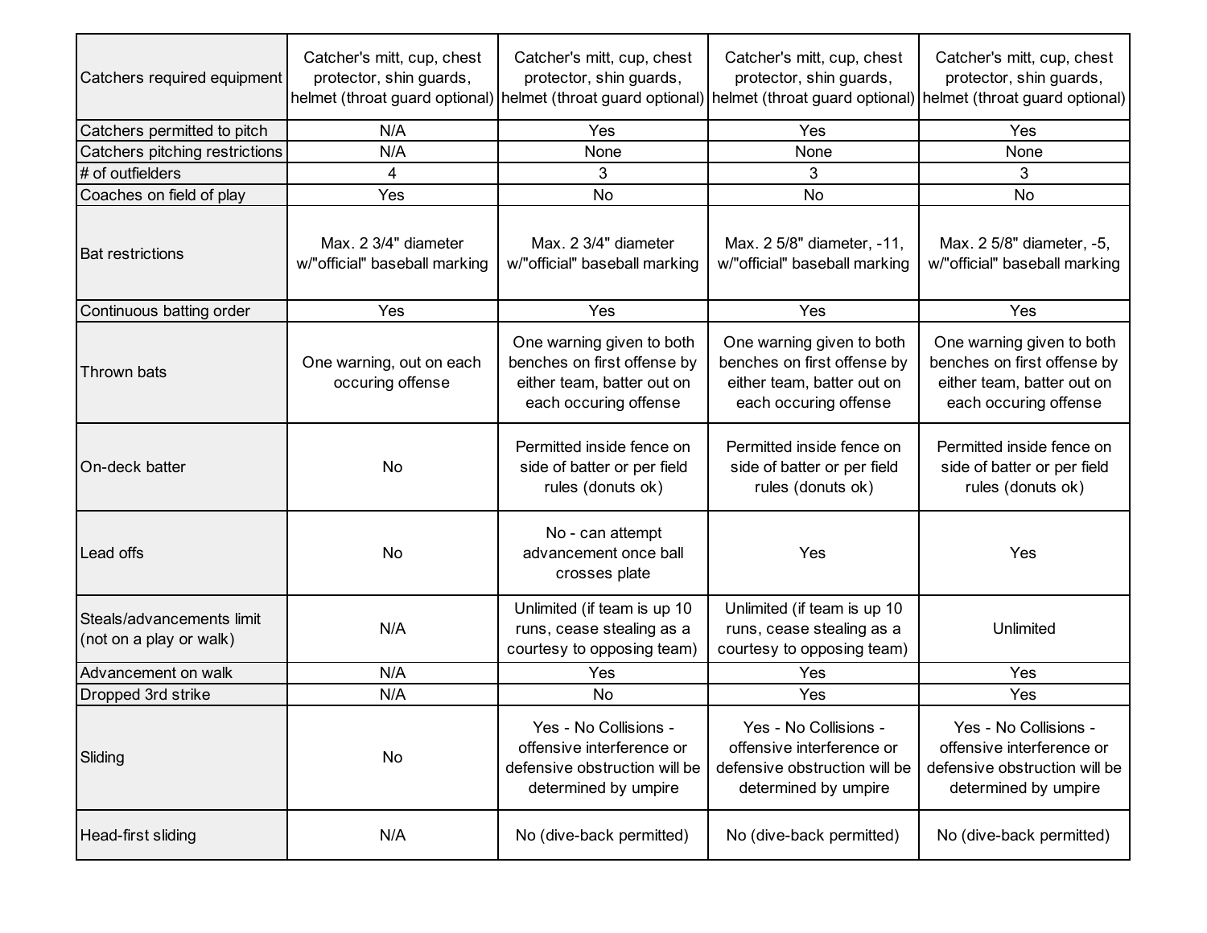| | | | | |
|---|---|---|---|---|
| Catchers required equipment | Catcher's mitt, cup, chest protector, shin guards, helmet (throat guard optional) | Catcher's mitt, cup, chest protector, shin guards, helmet (throat guard optional) | Catcher's mitt, cup, chest protector, shin guards, helmet (throat guard optional) | Catcher's mitt, cup, chest protector, shin guards, helmet (throat guard optional) |
| Catchers permitted to pitch | N/A | Yes | Yes | Yes |
| Catchers pitching restrictions | N/A | None | None | None |
| # of outfielders | 4 | 3 | 3 | 3 |
| Coaches on field of play | Yes | No | No | No |
| Bat restrictions | Max. 2 3/4" diameter w/"official" baseball marking | Max. 2 3/4" diameter w/"official" baseball marking | Max. 2 5/8" diameter, -11, w/"official" baseball marking | Max. 2 5/8" diameter, -5, w/"official" baseball marking |
| Continuous batting order | Yes | Yes | Yes | Yes |
| Thrown bats | One warning, out on each occuring offense | One warning given to both benches on first offense by either team, batter out on each occuring offense | One warning given to both benches on first offense by either team, batter out on each occuring offense | One warning given to both benches on first offense by either team, batter out on each occuring offense |
| On-deck batter | No | Permitted inside fence on side of batter or per field rules (donuts ok) | Permitted inside fence on side of batter or per field rules (donuts ok) | Permitted inside fence on side of batter or per field rules (donuts ok) |
| Lead offs | No | No - can attempt advancement once ball crosses plate | Yes | Yes |
| Steals/advancements limit (not on a play or walk) | N/A | Unlimited (if team is up 10 runs, cease stealing as a courtesy to opposing team) | Unlimited (if team is up 10 runs, cease stealing as a courtesy to opposing team) | Unlimited |
| Advancement on walk | N/A | Yes | Yes | Yes |
| Dropped 3rd strike | N/A | No | Yes | Yes |
| Sliding | No | Yes - No Collisions - offensive interference or defensive obstruction will be determined by umpire | Yes - No Collisions - offensive interference or defensive obstruction will be determined by umpire | Yes - No Collisions - offensive interference or defensive obstruction will be determined by umpire |
| Head-first sliding | N/A | No (dive-back permitted) | No (dive-back permitted) | No (dive-back permitted) |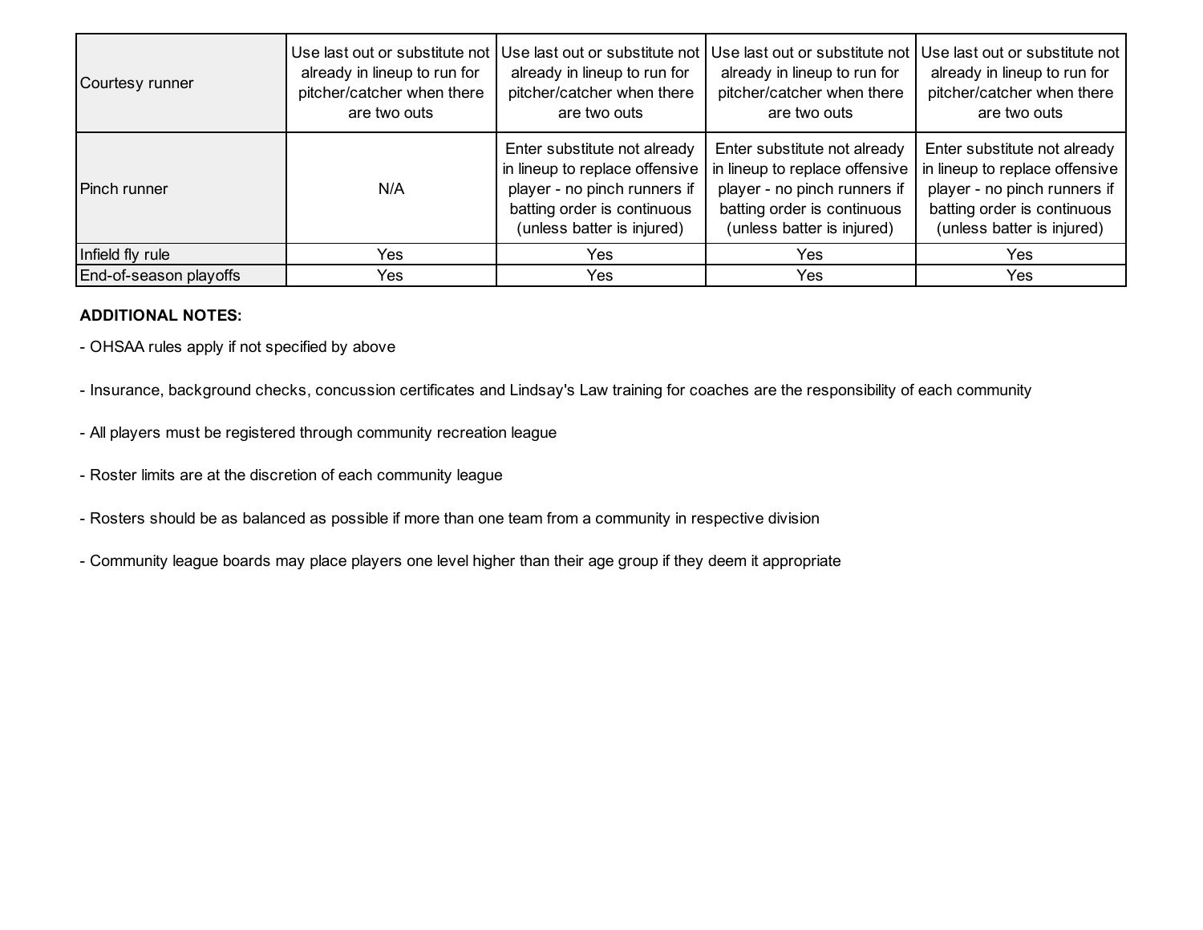| | | | | |
|---|---|---|---|---|
| Courtesy runner | Use last out or substitute not already in lineup to run for pitcher/catcher when there are two outs | Use last out or substitute not already in lineup to run for pitcher/catcher when there are two outs | Use last out or substitute not already in lineup to run for pitcher/catcher when there are two outs | Use last out or substitute not already in lineup to run for pitcher/catcher when there are two outs |
| Pinch runner | N/A | Enter substitute not already in lineup to replace offensive player - no pinch runners if batting order is continuous (unless batter is injured) | Enter substitute not already in lineup to replace offensive player - no pinch runners if batting order is continuous (unless batter is injured) | Enter substitute not already in lineup to replace offensive player - no pinch runners if batting order is continuous (unless batter is injured) |
| Infield fly rule | Yes | Yes | Yes | Yes |
| End-of-season playoffs | Yes | Yes | Yes | Yes |

**ADDITIONAL NOTES:**

- OHSAA rules apply if not specified by above

- Insurance, background checks, concussion certificates and Lindsay's Law training for coaches are the responsibility of each community

- All players must be registered through community recreation league

- Roster limits are at the discretion of each community league

- Rosters should be as balanced as possible if more than one team from a community in respective division

- Community league boards may place players one level higher than their age group if they deem it appropriate